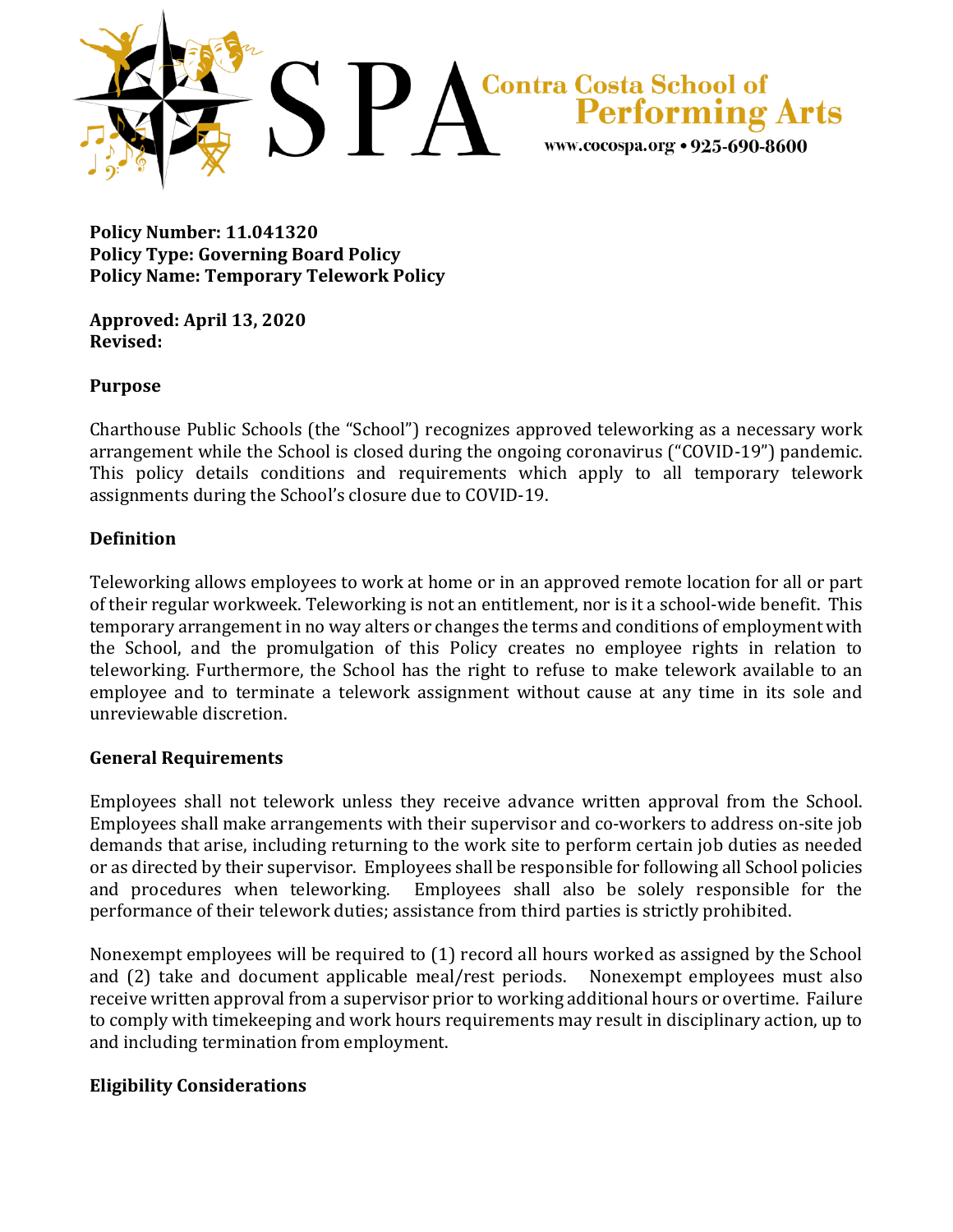SPA Contra Costa School of Performing Arts

www.cocospa.org • 925-690-8600

**Policy Number: 11.041320**
**Policy Type: Governing Board Policy**
**Policy Name: Temporary Telework Policy**

**Approved: April 13, 2020**
**Revised:**

## Purpose

Charthouse Public Schools (the "School") recognizes approved teleworking as a necessary work arrangement while the School is closed during the ongoing coronavirus ("COVID-19") pandemic. This policy details conditions and requirements which apply to all temporary telework assignments during the School's closure due to COVID-19.

## Definition

Teleworking allows employees to work at home or in an approved remote location for all or part of their regular workweek. Teleworking is not an entitlement, nor is it a school-wide benefit. This temporary arrangement in no way alters or changes the terms and conditions of employment with the School, and the promulgation of this Policy creates no employee rights in relation to teleworking. Furthermore, the School has the right to refuse to make telework available to an employee and to terminate a telework assignment without cause at any time in its sole and unreviewable discretion.

## General Requirements

Employees shall not telework unless they receive advance written approval from the School. Employees shall make arrangements with their supervisor and co-workers to address on-site job demands that arise, including returning to the work site to perform certain job duties as needed or as directed by their supervisor. Employees shall be responsible for following all School policies and procedures when teleworking. Employees shall also be solely responsible for the performance of their telework duties; assistance from third parties is strictly prohibited.

Nonexempt employees will be required to (1) record all hours worked as assigned by the School and (2) take and document applicable meal/rest periods. Nonexempt employees must also receive written approval from a supervisor prior to working additional hours or overtime. Failure to comply with timekeeping and work hours requirements may result in disciplinary action, up to and including termination from employment.

## Eligibility Considerations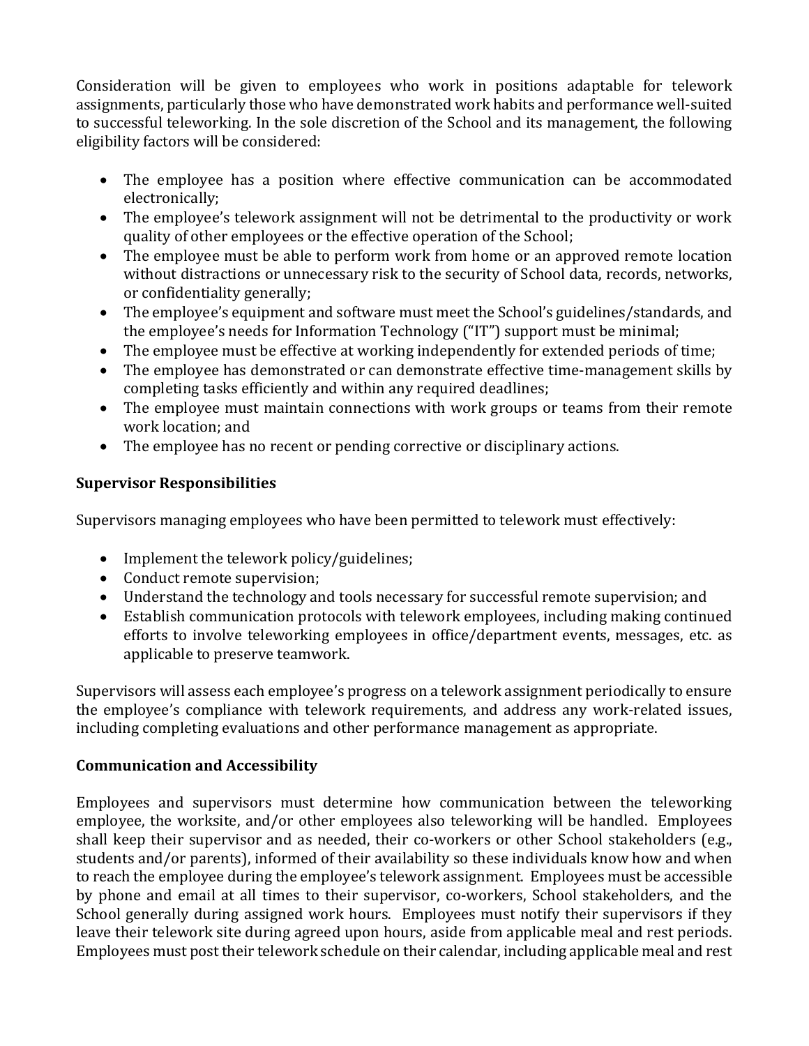Consideration will be given to employees who work in positions adaptable for telework assignments, particularly those who have demonstrated work habits and performance well-suited to successful teleworking. In the sole discretion of the School and its management, the following eligibility factors will be considered:

- The employee has a position where effective communication can be accommodated electronically;
- The employee's telework assignment will not be detrimental to the productivity or work quality of other employees or the effective operation of the School;
- The employee must be able to perform work from home or an approved remote location without distractions or unnecessary risk to the security of School data, records, networks, or confidentiality generally;
- The employee's equipment and software must meet the School's guidelines/standards, and the employee's needs for Information Technology ("IT") support must be minimal;
- The employee must be effective at working independently for extended periods of time;
- The employee has demonstrated or can demonstrate effective time-management skills by completing tasks efficiently and within any required deadlines;
- The employee must maintain connections with work groups or teams from their remote work location; and
- The employee has no recent or pending corrective or disciplinary actions.

**Supervisor Responsibilities**

Supervisors managing employees who have been permitted to telework must effectively:

- Implement the telework policy/guidelines;
- Conduct remote supervision;
- Understand the technology and tools necessary for successful remote supervision; and
- Establish communication protocols with telework employees, including making continued efforts to involve teleworking employees in office/department events, messages, etc. as applicable to preserve teamwork.

Supervisors will assess each employee's progress on a telework assignment periodically to ensure the employee's compliance with telework requirements, and address any work-related issues, including completing evaluations and other performance management as appropriate.

**Communication and Accessibility**

Employees and supervisors must determine how communication between the teleworking employee, the worksite, and/or other employees also teleworking will be handled. Employees shall keep their supervisor and as needed, their co-workers or other School stakeholders (e.g., students and/or parents), informed of their availability so these individuals know how and when to reach the employee during the employee's telework assignment. Employees must be accessible by phone and email at all times to their supervisor, co-workers, School stakeholders, and the School generally during assigned work hours. Employees must notify their supervisors if they leave their telework site during agreed upon hours, aside from applicable meal and rest periods. Employees must post their telework schedule on their calendar, including applicable meal and rest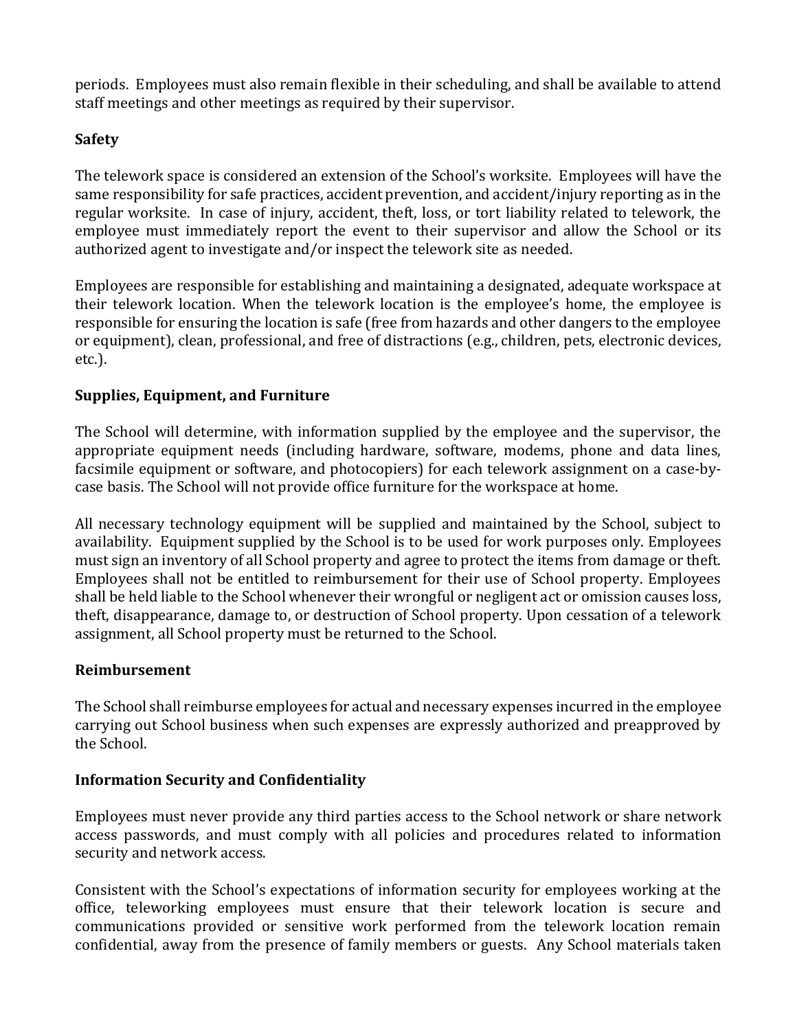periods. Employees must also remain flexible in their scheduling, and shall be available to attend staff meetings and other meetings as required by their supervisor.

**Safety**

The telework space is considered an extension of the School's worksite. Employees will have the same responsibility for safe practices, accident prevention, and accident/injury reporting as in the regular worksite. In case of injury, accident, theft, loss, or tort liability related to telework, the employee must immediately report the event to their supervisor and allow the School or its authorized agent to investigate and/or inspect the telework site as needed.

Employees are responsible for establishing and maintaining a designated, adequate workspace at their telework location. When the telework location is the employee's home, the employee is responsible for ensuring the location is safe (free from hazards and other dangers to the employee or equipment), clean, professional, and free of distractions (e.g., children, pets, electronic devices, etc.).

**Supplies, Equipment, and Furniture**

The School will determine, with information supplied by the employee and the supervisor, the appropriate equipment needs (including hardware, software, modems, phone and data lines, facsimile equipment or software, and photocopiers) for each telework assignment on a case-by-case basis. The School will not provide office furniture for the workspace at home.

All necessary technology equipment will be supplied and maintained by the School, subject to availability. Equipment supplied by the School is to be used for work purposes only. Employees must sign an inventory of all School property and agree to protect the items from damage or theft. Employees shall not be entitled to reimbursement for their use of School property. Employees shall be held liable to the School whenever their wrongful or negligent act or omission causes loss, theft, disappearance, damage to, or destruction of School property. Upon cessation of a telework assignment, all School property must be returned to the School.

**Reimbursement**

The School shall reimburse employees for actual and necessary expenses incurred in the employee carrying out School business when such expenses are expressly authorized and preapproved by the School.

**Information Security and Confidentiality**

Employees must never provide any third parties access to the School network or share network access passwords, and must comply with all policies and procedures related to information security and network access.

Consistent with the School's expectations of information security for employees working at the office, teleworking employees must ensure that their telework location is secure and communications provided or sensitive work performed from the telework location remain confidential, away from the presence of family members or guests. Any School materials taken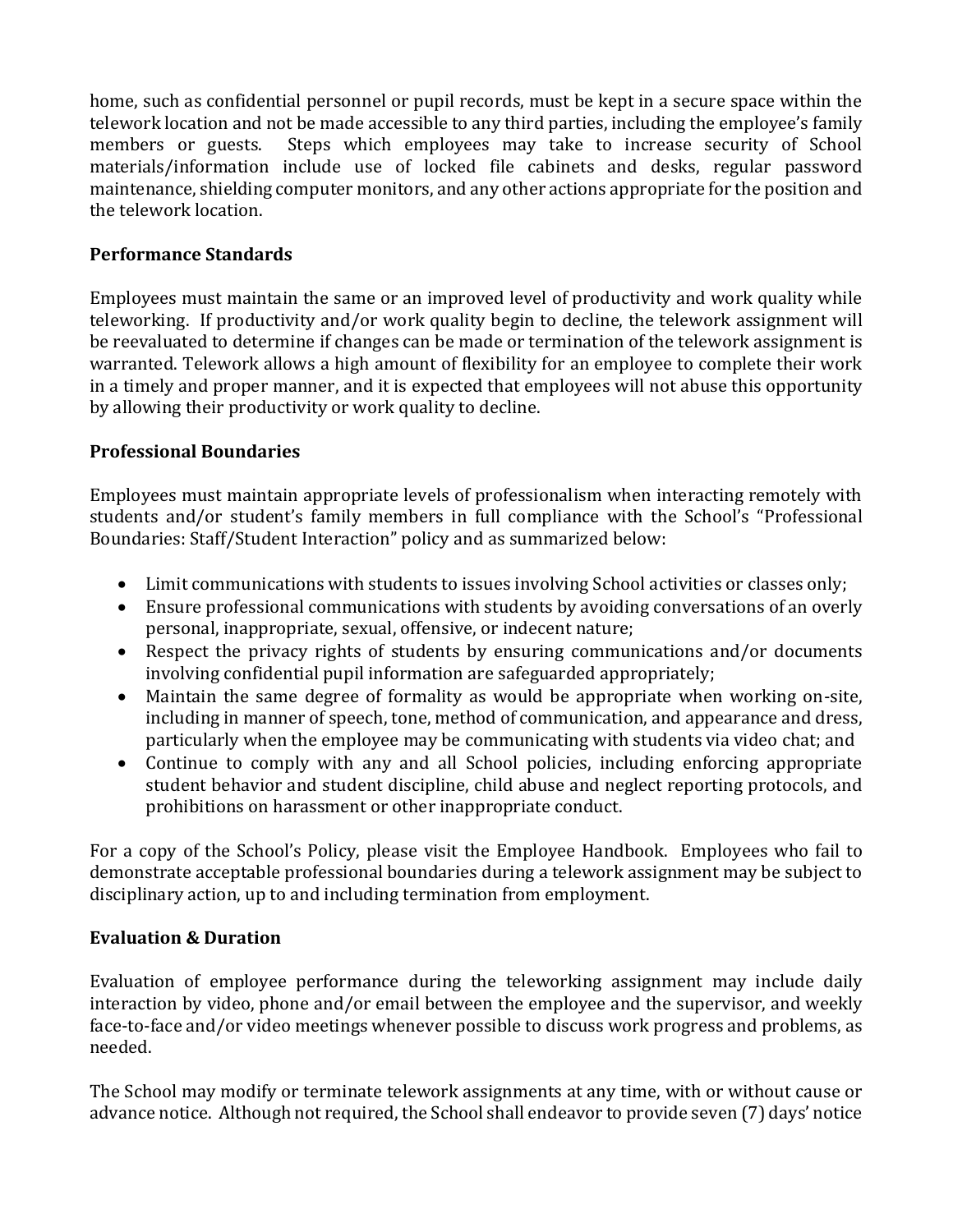home, such as confidential personnel or pupil records, must be kept in a secure space within the telework location and not be made accessible to any third parties, including the employee's family members or guests. Steps which employees may take to increase security of School materials/information include use of locked file cabinets and desks, regular password maintenance, shielding computer monitors, and any other actions appropriate for the position and the telework location.

**Performance Standards**

Employees must maintain the same or an improved level of productivity and work quality while teleworking. If productivity and/or work quality begin to decline, the telework assignment will be reevaluated to determine if changes can be made or termination of the telework assignment is warranted. Telework allows a high amount of flexibility for an employee to complete their work in a timely and proper manner, and it is expected that employees will not abuse this opportunity by allowing their productivity or work quality to decline.

**Professional Boundaries**

Employees must maintain appropriate levels of professionalism when interacting remotely with students and/or student's family members in full compliance with the School's "Professional Boundaries: Staff/Student Interaction" policy and as summarized below:

- Limit communications with students to issues involving School activities or classes only;
- Ensure professional communications with students by avoiding conversations of an overly personal, inappropriate, sexual, offensive, or indecent nature;
- Respect the privacy rights of students by ensuring communications and/or documents involving confidential pupil information are safeguarded appropriately;
- Maintain the same degree of formality as would be appropriate when working on-site, including in manner of speech, tone, method of communication, and appearance and dress, particularly when the employee may be communicating with students via video chat; and
- Continue to comply with any and all School policies, including enforcing appropriate student behavior and student discipline, child abuse and neglect reporting protocols, and prohibitions on harassment or other inappropriate conduct.

For a copy of the School's Policy, please visit the Employee Handbook. Employees who fail to demonstrate acceptable professional boundaries during a telework assignment may be subject to disciplinary action, up to and including termination from employment.

**Evaluation & Duration**

Evaluation of employee performance during the teleworking assignment may include daily interaction by video, phone and/or email between the employee and the supervisor, and weekly face-to-face and/or video meetings whenever possible to discuss work progress and problems, as needed.

The School may modify or terminate telework assignments at any time, with or without cause or advance notice. Although not required, the School shall endeavor to provide seven (7) days' notice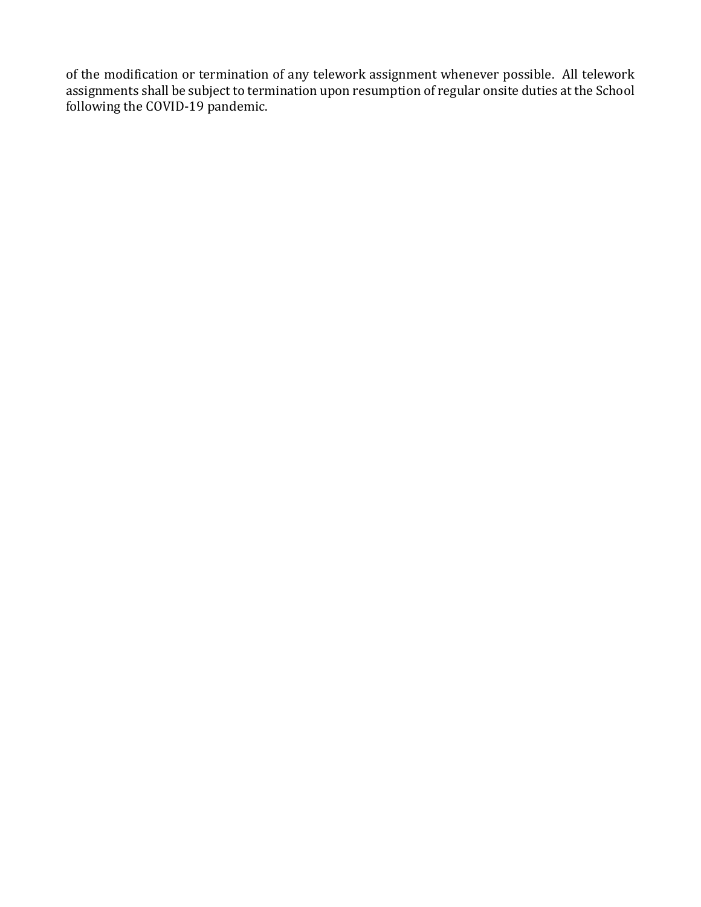of the modification or termination of any telework assignment whenever possible. All telework assignments shall be subject to termination upon resumption of regular onsite duties at the School following the COVID-19 pandemic.